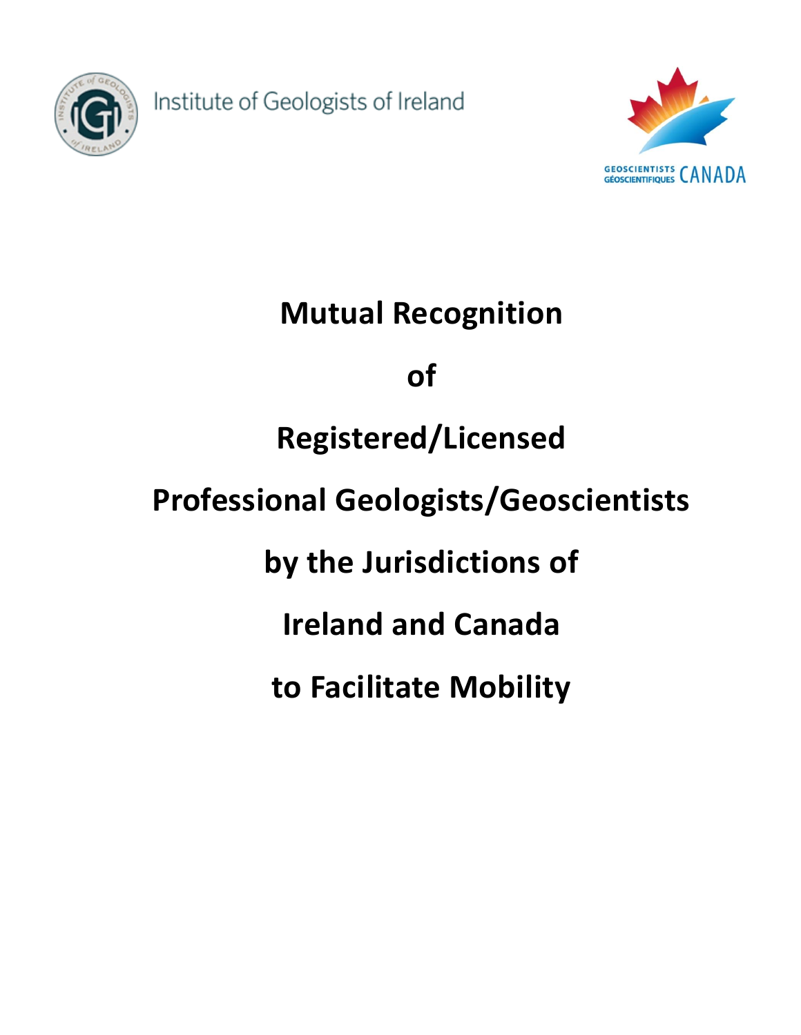Institute of Geologists of Ireland

GEOSCIENTISTS GÉOSCIENTIFIQUES CANADA

# Mutual Recognition of Registered/Licensed Professional Geologists/Geoscientists by the Jurisdictions of Ireland and Canada to Facilitate Mobility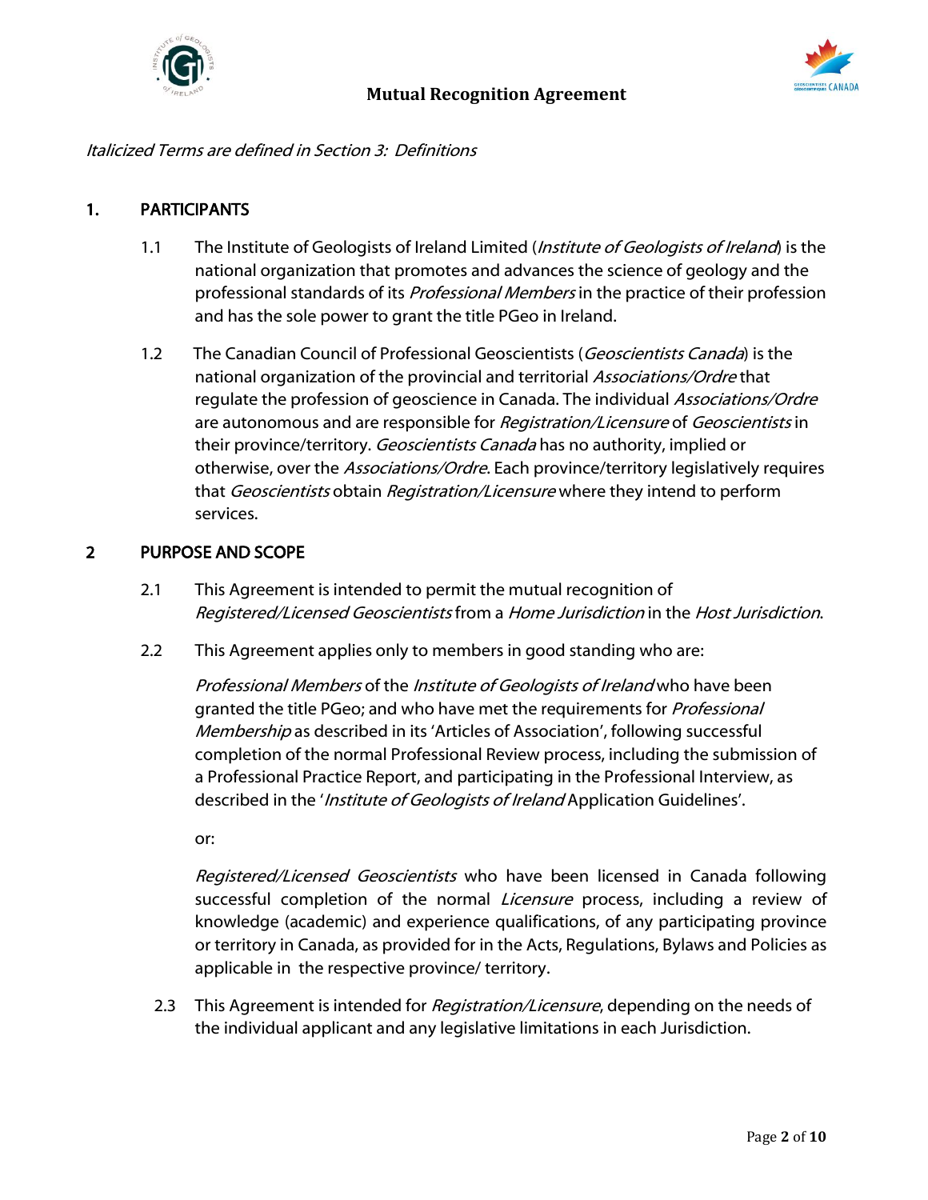*Italicized Terms are defined in Section 3: Definitions*

## 1. PARTICIPANTS

1.1 The Institute of Geologists of Ireland Limited (*Institute of Geologists of Ireland*) is the national organization that promotes and advances the science of geology and the professional standards of its *Professional Members* in the practice of their profession and has the sole power to grant the title PGeo in Ireland.

1.2 The Canadian Council of Professional Geoscientists (*Geoscientists Canada*) is the national organization of the provincial and territorial *Associations/Ordre* that regulate the profession of geoscience in Canada. The individual *Associations/Ordre* are autonomous and are responsible for *Registration/Licensure* of *Geoscientists* in their province/territory. *Geoscientists Canada* has no authority, implied or otherwise, over the *Associations/Ordre*. Each province/territory legislatively requires that *Geoscientists* obtain *Registration/Licensure* where they intend to perform services.

## 2 PURPOSE AND SCOPE

2.1 This Agreement is intended to permit the mutual recognition of *Registered/Licensed Geoscientists* from a *Home Jurisdiction* in the *Host Jurisdiction*.

2.2 This Agreement applies only to members in good standing who are:

*Professional Members* of the *Institute of Geologists of Ireland* who have been granted the title PGeo; and who have met the requirements for *Professional Membership* as described in its 'Articles of Association', following successful completion of the normal Professional Review process, including the submission of a Professional Practice Report, and participating in the Professional Interview, as described in the '*Institute of Geologists of Ireland* Application Guidelines'.

or:

*Registered/Licensed Geoscientists* who have been licensed in Canada following successful completion of the normal *Licensure* process, including a review of knowledge (academic) and experience qualifications, of any participating province or territory in Canada, as provided for in the Acts, Regulations, Bylaws and Policies as applicable in the respective province/ territory.

2.3 This Agreement is intended for *Registration/Licensure*, depending on the needs of the individual applicant and any legislative limitations in each Jurisdiction.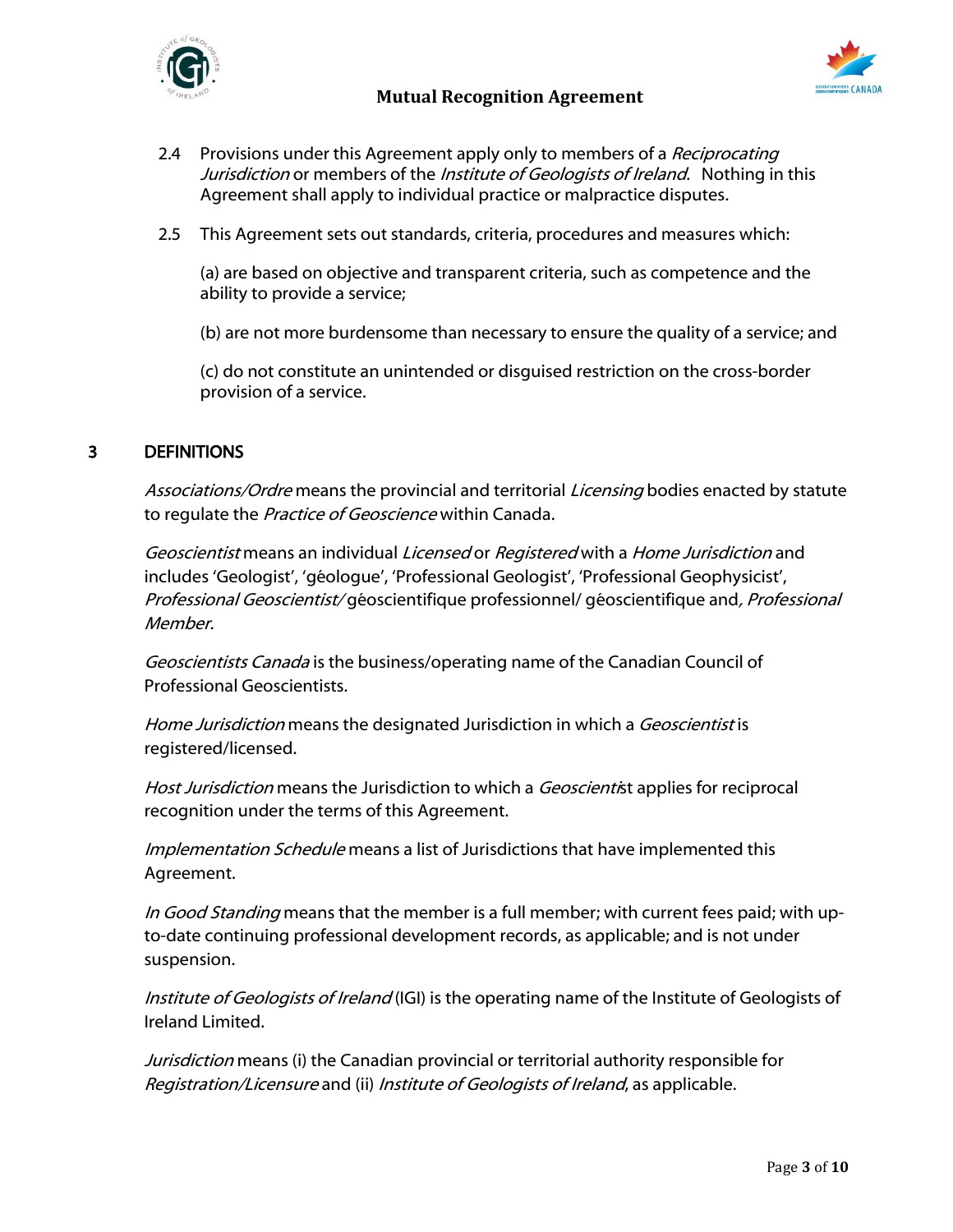2.4 Provisions under this Agreement apply only to members of a *Reciprocating Jurisdiction* or members of the *Institute of Geologists of Ireland*. Nothing in this Agreement shall apply to individual practice or malpractice disputes.

2.5 This Agreement sets out standards, criteria, procedures and measures which:

(a) are based on objective and transparent criteria, such as competence and the ability to provide a service;

(b) are not more burdensome than necessary to ensure the quality of a service; and

(c) do not constitute an unintended or disguised restriction on the cross-border provision of a service.

## 3 DEFINITIONS

*Associations/Ordre* means the provincial and territorial *Licensing* bodies enacted by statute to regulate the *Practice of Geoscience* within Canada.

*Geoscientist* means an individual *Licensed* or *Registered* with a *Home Jurisdiction* and includes 'Geologist', 'géologue', 'Professional Geologist', 'Professional Geophysicist', *Professional Geoscientist/* géoscientifique professionnel/ géoscientifique and*, Professional Member.*

*Geoscientists Canada* is the business/operating name of the Canadian Council of Professional Geoscientists.

*Home Jurisdiction* means the designated Jurisdiction in which a *Geoscientist* is registered/licensed.

*Host Jurisdiction* means the Jurisdiction to which a *Geoscientist* applies for reciprocal recognition under the terms of this Agreement.

*Implementation Schedule* means a list of Jurisdictions that have implemented this Agreement.

*In Good Standing* means that the member is a full member; with current fees paid; with up-to-date continuing professional development records, as applicable; and is not under suspension.

*Institute of Geologists of Ireland* (IGI) is the operating name of the Institute of Geologists of Ireland Limited.

*Jurisdiction* means (i) the Canadian provincial or territorial authority responsible for *Registration/Licensure* and (ii) *Institute of Geologists of Ireland*, as applicable.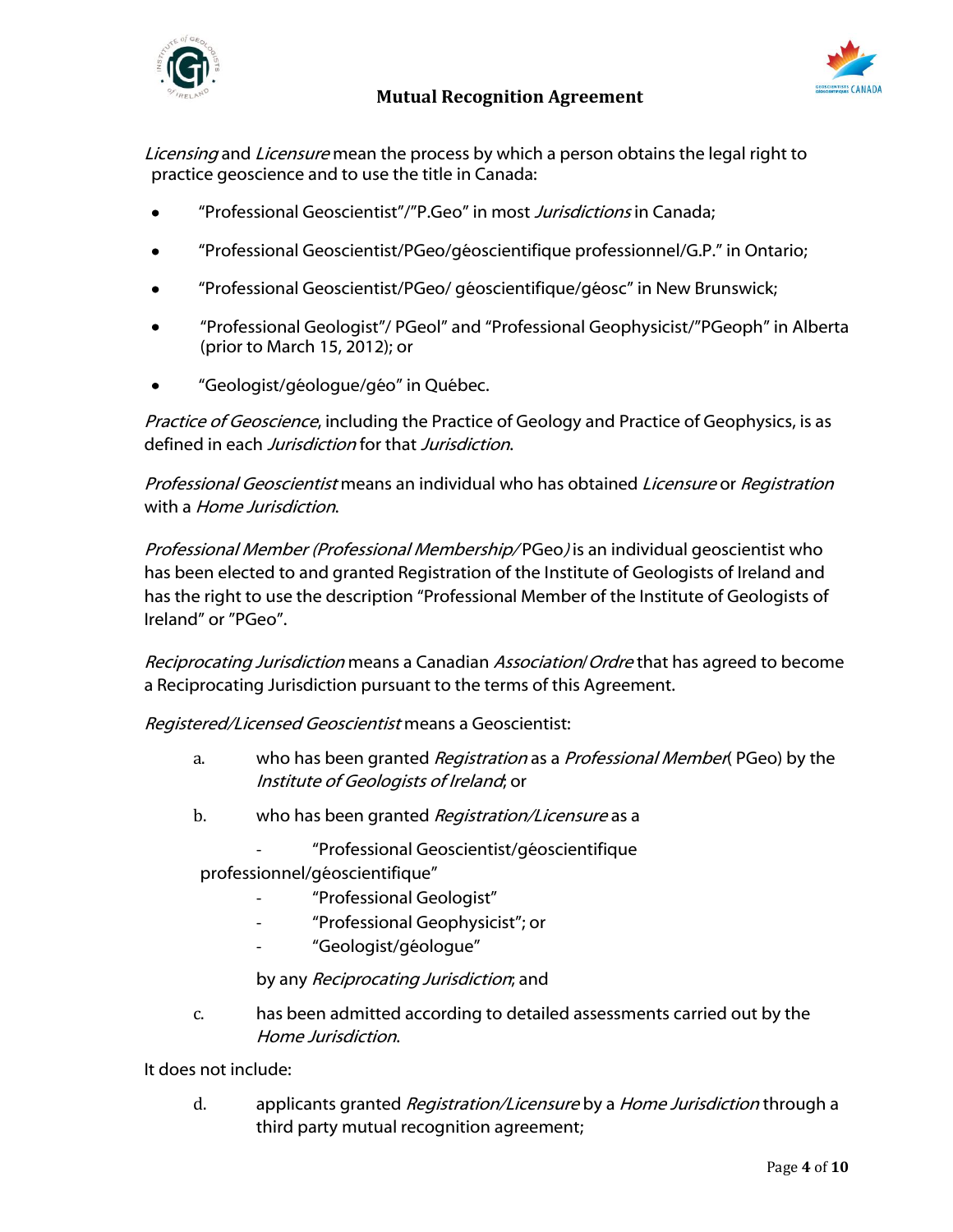*Licensing* and *Licensure* mean the process by which a person obtains the legal right to practice geoscience and to use the title in Canada:

- "Professional Geoscientist"/"P.Geo" in most *Jurisdictions* in Canada;
- "Professional Geoscientist/PGeo/géoscientifique professionnel/G.P." in Ontario;
- "Professional Geoscientist/PGeo/ géoscientifique/géosc" in New Brunswick;
- "Professional Geologist"/ PGeol" and "Professional Geophysicist/"PGeoph" in Alberta (prior to March 15, 2012); or
- "Geologist/géologue/géo" in Québec.

*Practice of Geoscience*, including the Practice of Geology and Practice of Geophysics, is as defined in each *Jurisdiction* for that *Jurisdiction*.

*Professional Geoscientist* means an individual who has obtained *Licensure* or *Registration* with a *Home Jurisdiction*.

*Professional Member (Professional Membership/* PGeo*)* is an individual geoscientist who has been elected to and granted Registration of the Institute of Geologists of Ireland and has the right to use the description "Professional Member of the Institute of Geologists of Ireland" or "PGeo".

*Reciprocating Jurisdiction* means a Canadian *Association*/ *Ordre* that has agreed to become a Reciprocating Jurisdiction pursuant to the terms of this Agreement.

*Registered/Licensed Geoscientist* means a Geoscientist:

a. who has been granted *Registration* as a *Professional Member*( PGeo) by the *Institute of Geologists of Ireland*; or

b. who has been granted *Registration/Licensure* as a

- "Professional Geoscientist/géoscientifique professionnel/géoscientifique"
- "Professional Geologist"
- "Professional Geophysicist"; or
- "Geologist/géologue"

by any *Reciprocating Jurisdiction*; and

c. has been admitted according to detailed assessments carried out by the *Home Jurisdiction*.

It does not include:

d. applicants granted *Registration/Licensure* by a *Home Jurisdiction* through a third party mutual recognition agreement;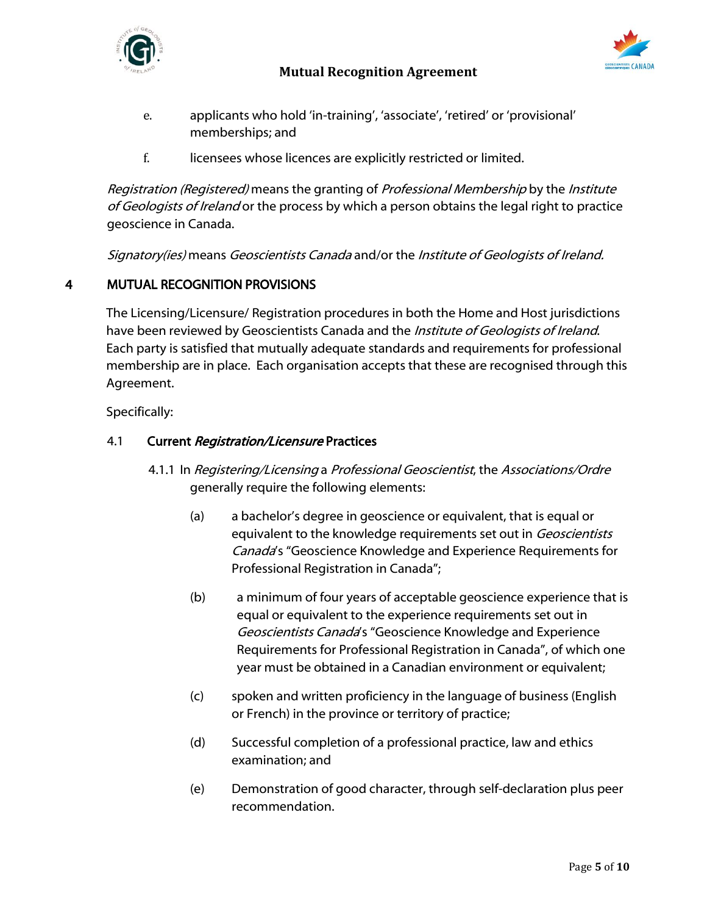e. applicants who hold 'in-training', 'associate', 'retired' or 'provisional' memberships; and

f. licensees whose licences are explicitly restricted or limited.

*Registration (Registered)* means the granting of *Professional Membership* by the *Institute of Geologists of Ireland* or the process by which a person obtains the legal right to practice geoscience in Canada.

*Signatory(ies)* means *Geoscientists Canada* and/or the *Institute of Geologists of Ireland.*

## 4 MUTUAL RECOGNITION PROVISIONS

The Licensing/Licensure/ Registration procedures in both the Home and Host jurisdictions have been reviewed by Geoscientists Canada and the *Institute of Geologists of Ireland*. Each party is satisfied that mutually adequate standards and requirements for professional membership are in place. Each organisation accepts that these are recognised through this Agreement.

Specifically:

### 4.1 Current *Registration/Licensure* Practices

4.1.1 In *Registering/Licensing* a *Professional Geoscientist*, the *Associations/Ordre* generally require the following elements:

(a) a bachelor's degree in geoscience or equivalent, that is equal or equivalent to the knowledge requirements set out in *Geoscientists Canada*'s "Geoscience Knowledge and Experience Requirements for Professional Registration in Canada";

(b) a minimum of four years of acceptable geoscience experience that is equal or equivalent to the experience requirements set out in *Geoscientists Canada*'s "Geoscience Knowledge and Experience Requirements for Professional Registration in Canada", of which one year must be obtained in a Canadian environment or equivalent;

(c) spoken and written proficiency in the language of business (English or French) in the province or territory of practice;

(d) Successful completion of a professional practice, law and ethics examination; and

(e) Demonstration of good character, through self-declaration plus peer recommendation.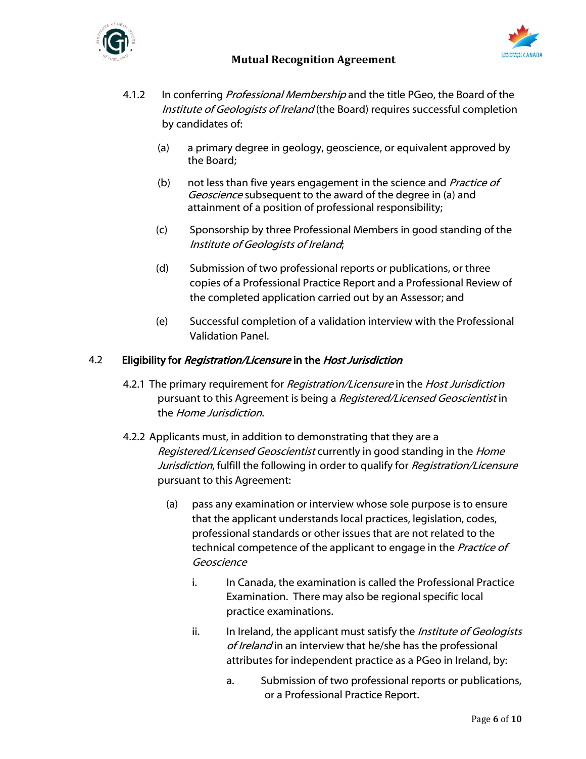4.1.2 In conferring *Professional Membership* and the title PGeo, the Board of the *Institute of Geologists of Ireland* (the Board) requires successful completion by candidates of:

(a) a primary degree in geology, geoscience, or equivalent approved by the Board;

(b) not less than five years engagement in the science and *Practice of Geoscience* subsequent to the award of the degree in (a) and attainment of a position of professional responsibility;

(c) Sponsorship by three Professional Members in good standing of the *Institute of Geologists of Ireland*;

(d) Submission of two professional reports or publications, or three copies of a Professional Practice Report and a Professional Review of the completed application carried out by an Assessor; and

(e) Successful completion of a validation interview with the Professional Validation Panel.

## 4.2 Eligibility for *Registration/Licensure* in the *Host Jurisdiction*

4.2.1 The primary requirement for *Registration/Licensure* in the *Host Jurisdiction* pursuant to this Agreement is being a *Registered/Licensed Geoscientist* in the *Home Jurisdiction*.

4.2.2 Applicants must, in addition to demonstrating that they are a *Registered/Licensed Geoscientist* currently in good standing in the *Home Jurisdiction*, fulfill the following in order to qualify for *Registration/Licensure* pursuant to this Agreement:

(a) pass any examination or interview whose sole purpose is to ensure that the applicant understands local practices, legislation, codes, professional standards or other issues that are not related to the technical competence of the applicant to engage in the *Practice of Geoscience*

i. In Canada, the examination is called the Professional Practice Examination. There may also be regional specific local practice examinations.

ii. In Ireland, the applicant must satisfy the *Institute of Geologists of Ireland* in an interview that he/she has the professional attributes for independent practice as a PGeo in Ireland, by:

a. Submission of two professional reports or publications, or a Professional Practice Report.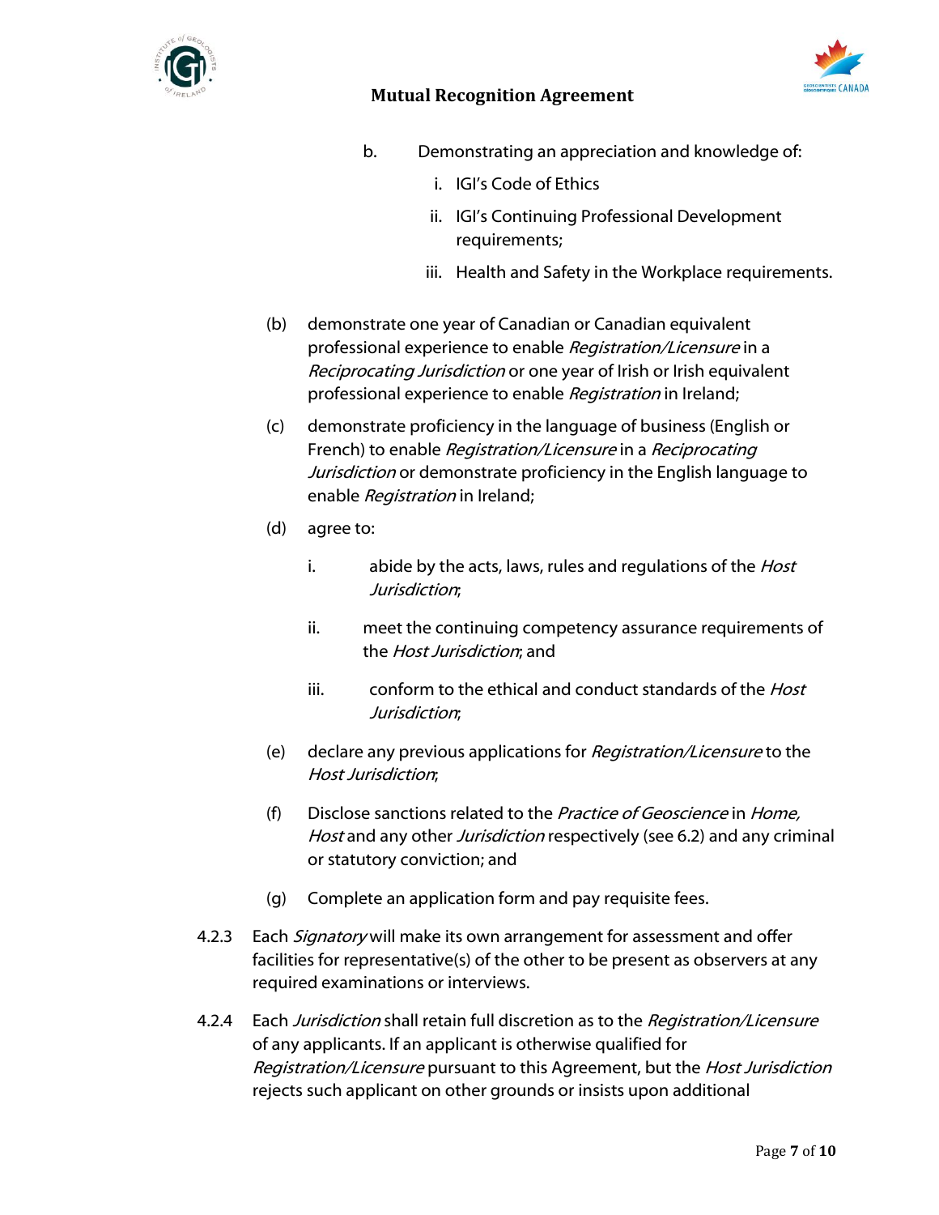b. Demonstrating an appreciation and knowledge of:
   - i. IGI's Code of Ethics
   - ii. IGI's Continuing Professional Development requirements;
   - iii. Health and Safety in the Workplace requirements.

(b) demonstrate one year of Canadian or Canadian equivalent professional experience to enable *Registration/Licensure* in a *Reciprocating Jurisdiction* or one year of Irish or Irish equivalent professional experience to enable *Registration* in Ireland;

(c) demonstrate proficiency in the language of business (English or French) to enable *Registration/Licensure* in a *Reciprocating Jurisdiction* or demonstrate proficiency in the English language to enable *Registration* in Ireland;

(d) agree to:

- i. abide by the acts, laws, rules and regulations of the *Host Jurisdiction*;
- ii. meet the continuing competency assurance requirements of the *Host Jurisdiction*; and
- iii. conform to the ethical and conduct standards of the *Host Jurisdiction*;

(e) declare any previous applications for *Registration/Licensure* to the *Host Jurisdiction*;

(f) Disclose sanctions related to the *Practice of Geoscience* in *Home, Host* and any other *Jurisdiction* respectively (see 6.2) and any criminal or statutory conviction; and

(g) Complete an application form and pay requisite fees.

4.2.3 Each *Signatory* will make its own arrangement for assessment and offer facilities for representative(s) of the other to be present as observers at any required examinations or interviews.

4.2.4 Each *Jurisdiction* shall retain full discretion as to the *Registration/Licensure* of any applicants. If an applicant is otherwise qualified for *Registration/Licensure* pursuant to this Agreement, but the *Host Jurisdiction* rejects such applicant on other grounds or insists upon additional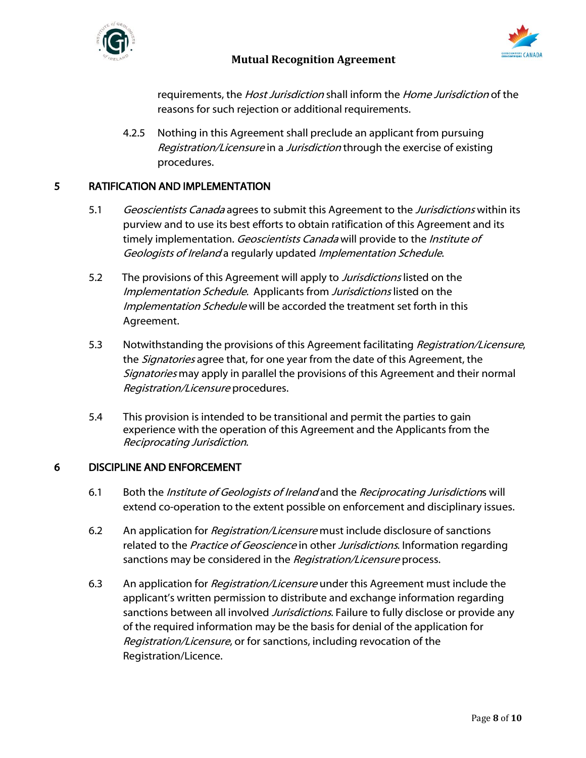requirements, the *Host Jurisdiction* shall inform the *Home Jurisdiction* of the reasons for such rejection or additional requirements.

4.2.5 Nothing in this Agreement shall preclude an applicant from pursuing *Registration/Licensure* in a *Jurisdiction* through the exercise of existing procedures.

## 5 RATIFICATION AND IMPLEMENTATION

5.1 *Geoscientists Canada* agrees to submit this Agreement to the *Jurisdictions* within its purview and to use its best efforts to obtain ratification of this Agreement and its timely implementation. *Geoscientists Canada* will provide to the *Institute of Geologists of Ireland* a regularly updated *Implementation Schedule*.

5.2 The provisions of this Agreement will apply to *Jurisdictions* listed on the *Implementation Schedule*. Applicants from *Jurisdictions* listed on the *Implementation Schedule* will be accorded the treatment set forth in this Agreement.

5.3 Notwithstanding the provisions of this Agreement facilitating *Registration/Licensure*, the *Signatories* agree that, for one year from the date of this Agreement, the *Signatories* may apply in parallel the provisions of this Agreement and their normal *Registration/Licensure* procedures.

5.4 This provision is intended to be transitional and permit the parties to gain experience with the operation of this Agreement and the Applicants from the *Reciprocating Jurisdiction*.

## 6 DISCIPLINE AND ENFORCEMENT

6.1 Both the *Institute of Geologists of Ireland* and the *Reciprocating Jurisdiction*s will extend co-operation to the extent possible on enforcement and disciplinary issues.

6.2 An application for *Registration/Licensure* must include disclosure of sanctions related to the *Practice of Geoscience* in other *Jurisdictions*. Information regarding sanctions may be considered in the *Registration/Licensure* process.

6.3 An application for *Registration/Licensure* under this Agreement must include the applicant's written permission to distribute and exchange information regarding sanctions between all involved *Jurisdictions*. Failure to fully disclose or provide any of the required information may be the basis for denial of the application for *Registration/Licensure*, or for sanctions, including revocation of the Registration/Licence.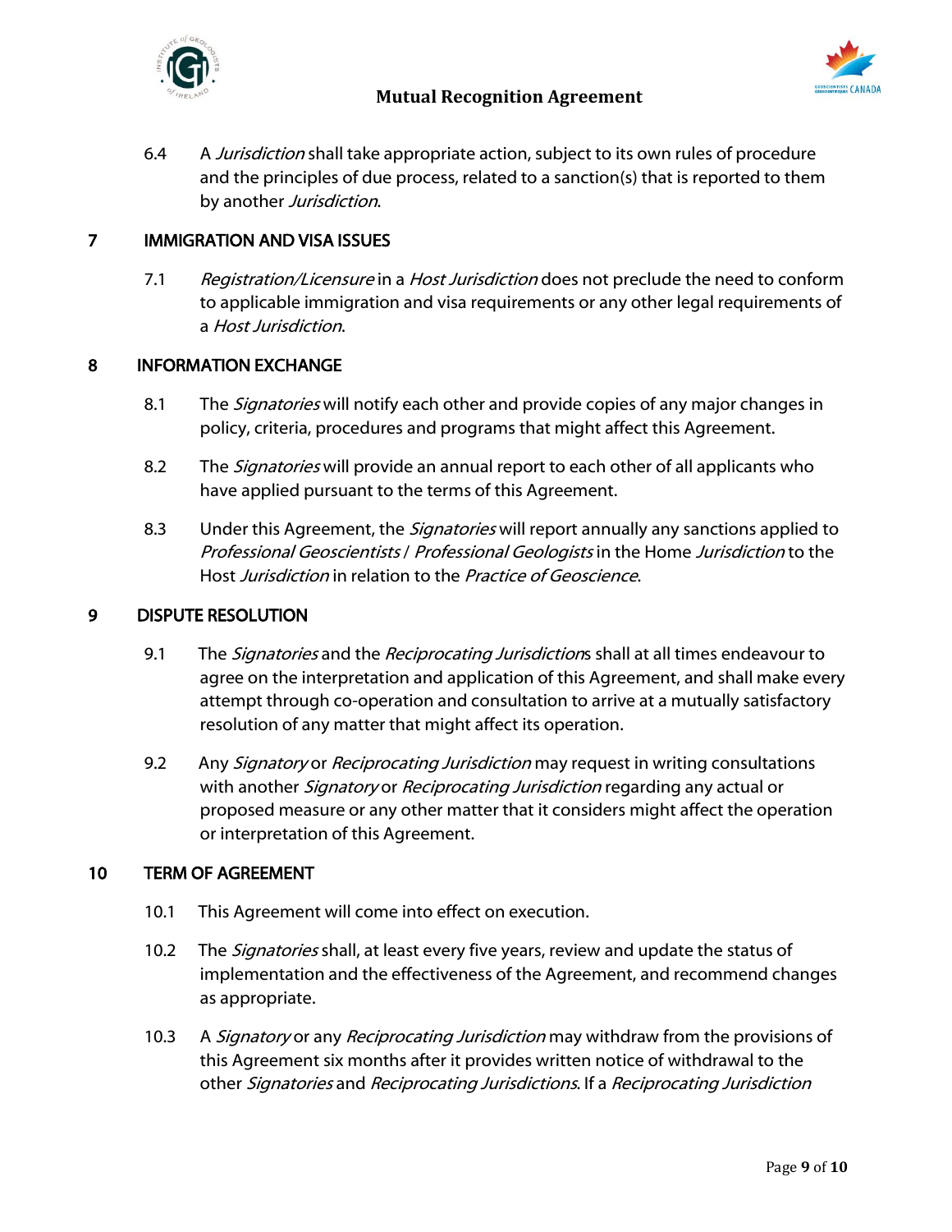6.4 A *Jurisdiction* shall take appropriate action, subject to its own rules of procedure and the principles of due process, related to a sanction(s) that is reported to them by another *Jurisdiction*.

## 7 IMMIGRATION AND VISA ISSUES

7.1 *Registration/Licensure* in a *Host Jurisdiction* does not preclude the need to conform to applicable immigration and visa requirements or any other legal requirements of a *Host Jurisdiction*.

## 8 INFORMATION EXCHANGE

8.1 The *Signatories* will notify each other and provide copies of any major changes in policy, criteria, procedures and programs that might affect this Agreement.

8.2 The *Signatories* will provide an annual report to each other of all applicants who have applied pursuant to the terms of this Agreement.

8.3 Under this Agreement, the *Signatories* will report annually any sanctions applied to *Professional Geoscientists* / *Professional Geologists* in the Home *Jurisdiction* to the Host *Jurisdiction* in relation to the *Practice of Geoscience*.

## 9 DISPUTE RESOLUTION

9.1 The *Signatories* and the *Reciprocating Jurisdiction*s shall at all times endeavour to agree on the interpretation and application of this Agreement, and shall make every attempt through co-operation and consultation to arrive at a mutually satisfactory resolution of any matter that might affect its operation.

9.2 Any *Signatory* or *Reciprocating Jurisdiction* may request in writing consultations with another *Signatory* or *Reciprocating Jurisdiction* regarding any actual or proposed measure or any other matter that it considers might affect the operation or interpretation of this Agreement.

## 10 TERM OF AGREEMENT

10.1 This Agreement will come into effect on execution.

10.2 The *Signatories* shall, at least every five years, review and update the status of implementation and the effectiveness of the Agreement, and recommend changes as appropriate.

10.3 A *Signatory* or any *Reciprocating Jurisdiction* may withdraw from the provisions of this Agreement six months after it provides written notice of withdrawal to the other *Signatories* and *Reciprocating Jurisdictions*. If a *Reciprocating Jurisdiction*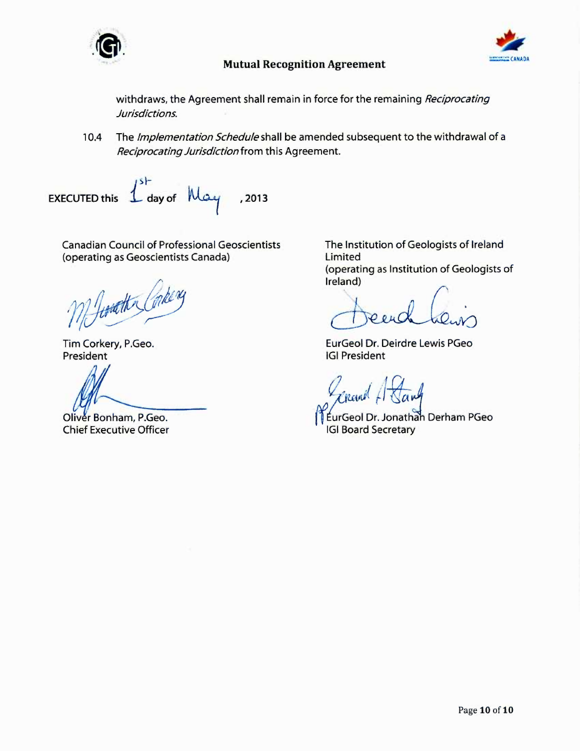withdraws, the Agreement shall remain in force for the remaining *Reciprocating Jurisdictions.*

10.4 The *Implementation Schedule* shall be amended subsequent to the withdrawal of a *Reciprocating Jurisdiction* from this Agreement.

**EXECUTED this** 1st **day of** May **, 2013**

Canadian Council of Professional Geoscientists
(operating as Geoscientists Canada)

Tim Corkery, P.Geo.
President

Oliver Bonham, P.Geo.
Chief Executive Officer

The Institution of Geologists of Ireland Limited
(operating as Institution of Geologists of Ireland)

EurGeol Dr. Deirdre Lewis PGeo
IGI President

EurGeol Dr. Jonathan Derham PGeo
IGI Board Secretary